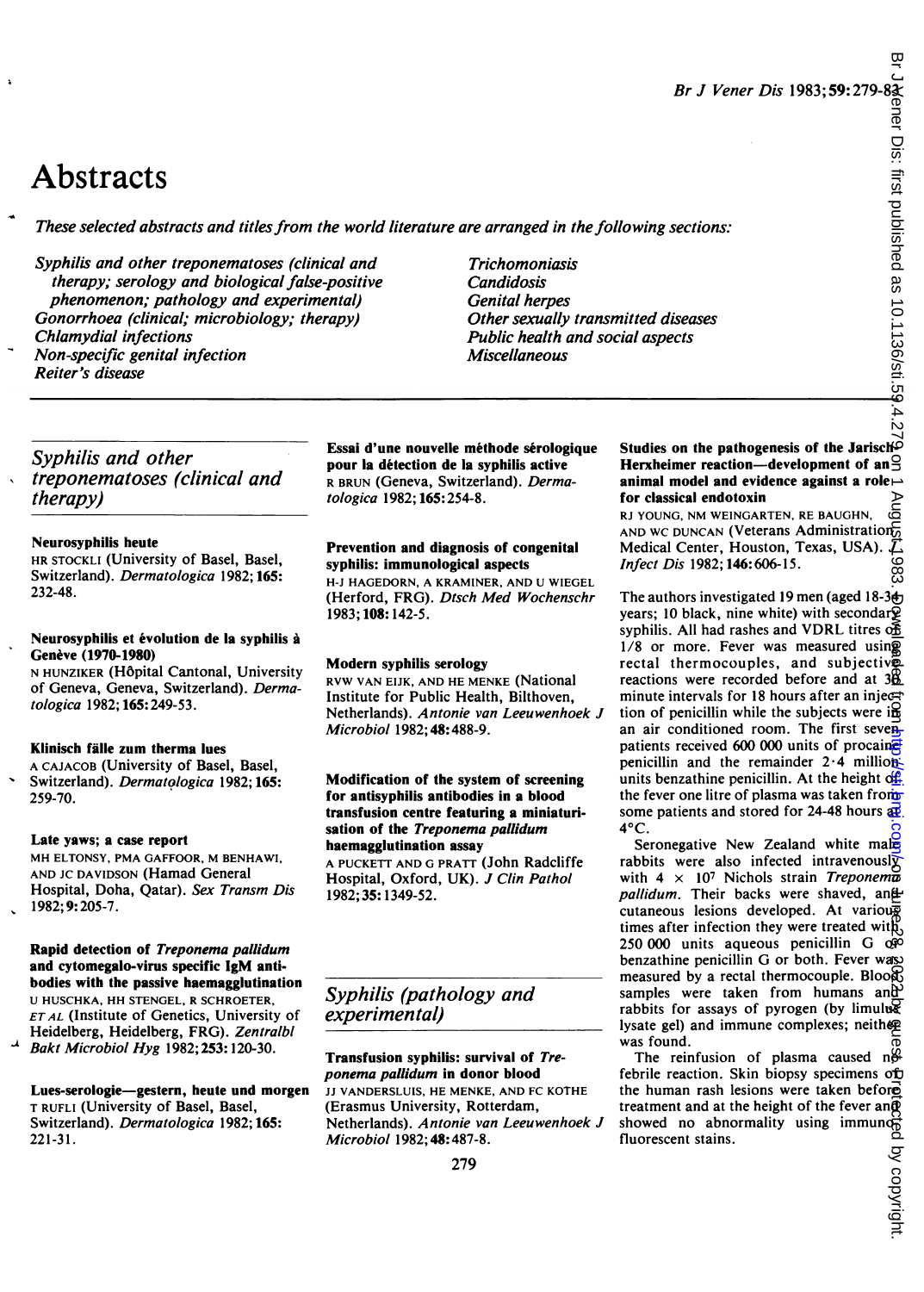# Abstracts

*These selected abstracts and titles from the world literature are arranged in the following sections:*

*Syphilis and other treponematoses (clinical and therapy; serology and biological false-positive phenomenon; pathology and experimental)*
*Gonorrhoea (clinical; microbiology; therapy)*
*Chlamydial infections*
*Non-specific genital infection*
*Reiter's disease*
*Trichomoniasis*
*Candidosis*
*Genital herpes*
*Other sexually transmitted diseases*
*Public health and social aspects*
*Miscellaneous*

## Syphilis and other treponematoses (clinical and therapy)

**Neurosyphilis heute**
HR STOCKLI (University of Basel, Basel, Switzerland). *Dermatologica* 1982;**165**: 232-48.

**Neurosyphilis et évolution de la syphilis à Genève (1970-1980)**
N HUNZIKER (Hôpital Cantonal, University of Geneva, Geneva, Switzerland). *Dermatologica* 1982;**165**:249-53.

**Klinisch fälle zum therma lues**
A CAJACOB (University of Basel, Basel, Switzerland). *Dermatologica* 1982;**165**: 259-70.

**Late yaws; a case report**
MH ELTONSY, PMA GAFFOOR, M BENHAWI, AND JC DAVIDSON (Hamad General Hospital, Doha, Qatar). *Sex Transm Dis* 1982;**9**:205-7.

**Rapid detection of *Treponema pallidum* and cytomegalo-virus specific IgM antibodies with the passive haemagglutination**
U HUSCHKA, HH STENGEL, R SCHROETER, *ET AL* (Institute of Genetics, University of Heidelberg, Heidelberg, FRG). *Zentralbl Bakt Microbiol Hyg* 1982;**253**:120-30.

**Lues-serologie—gestern, heute und morgen**
T RUFLI (University of Basel, Basel, Switzerland). *Dermatologica* 1982;**165**: 221-31.

**Essai d'une nouvelle méthode sérologique pour la détection de la syphilis active**
R BRUN (Geneva, Switzerland). *Dermatologica* 1982;**165**:254-8.

**Prevention and diagnosis of congenital syphilis: immunological aspects**
H-J HAGEDORN, A KRAMINER, AND U WIEGEL (Herford, FRG). *Dtsch Med Wochenschr* 1983;**108**:142-5.

**Modern syphilis serology**
RVW VAN EIJK, AND HE MENKE (National Institute for Public Health, Bilthoven, Netherlands). *Antonie van Leeuwenhoek J Microbiol* 1982;**48**:488-9.

**Modification of the system of screening for antisyphilis antibodies in a blood transfusion centre featuring a miniaturisation of the *Treponema pallidum* haemagglutination assay**
A PUCKETT AND G PRATT (John Radcliffe Hospital, Oxford, UK). *J Clin Pathol* 1982;**35**:1349-52.

## Syphilis (pathology and experimental)

**Transfusion syphilis: survival of *Treponema pallidum* in donor blood**
JJ VANDERSLUIS, HE MENKE, AND FC KOTHE (Erasmus University, Rotterdam, Netherlands). *Antonie van Leeuwenhoek J Microbiol* 1982;**48**:487-8.

**Studies on the pathogenesis of the Jarisch-Herxheimer reaction—development of an animal model and evidence against a role for classical endotoxin**
RJ YOUNG, NM WEINGARTEN, RE BAUGHN, AND WC DUNCAN (Veterans Administration Medical Center, Houston, Texas, USA). *J Infect Dis* 1982;**146**:606-15.

The authors investigated 19 men (aged 18-34 years; 10 black, nine white) with secondary syphilis. All had rashes and VDRL titres of 1/8 or more. Fever was measured using rectal thermocouples, and subjective reactions were recorded before and at 30 minute intervals for 18 hours after an injection of penicillin while the subjects were in an air conditioned room. The first seven patients received 600 000 units of procaine penicillin and the remainder 2·4 million units benzathine penicillin. At the height of the fever one litre of plasma was taken from some patients and stored for 24-48 hours at 4°C.

Seronegative New Zealand white male rabbits were also infected intravenously with 4 × $10^7$ Nichols strain *Treponema pallidum*. Their backs were shaved, and cutaneous lesions developed. At various times after infection they were treated with 250 000 units aqueous penicillin G or benzathine penicillin G or both. Fever was measured by a rectal thermocouple. Blood samples were taken from humans and rabbits for assays of pyrogen (by limulus lysate gel) and immune complexes; neither was found.

The reinfusion of plasma caused no febrile reaction. Skin biopsy specimens of the human rash lesions were taken before treatment and at the height of the fever and showed no abnormality using immunofluorescent stains.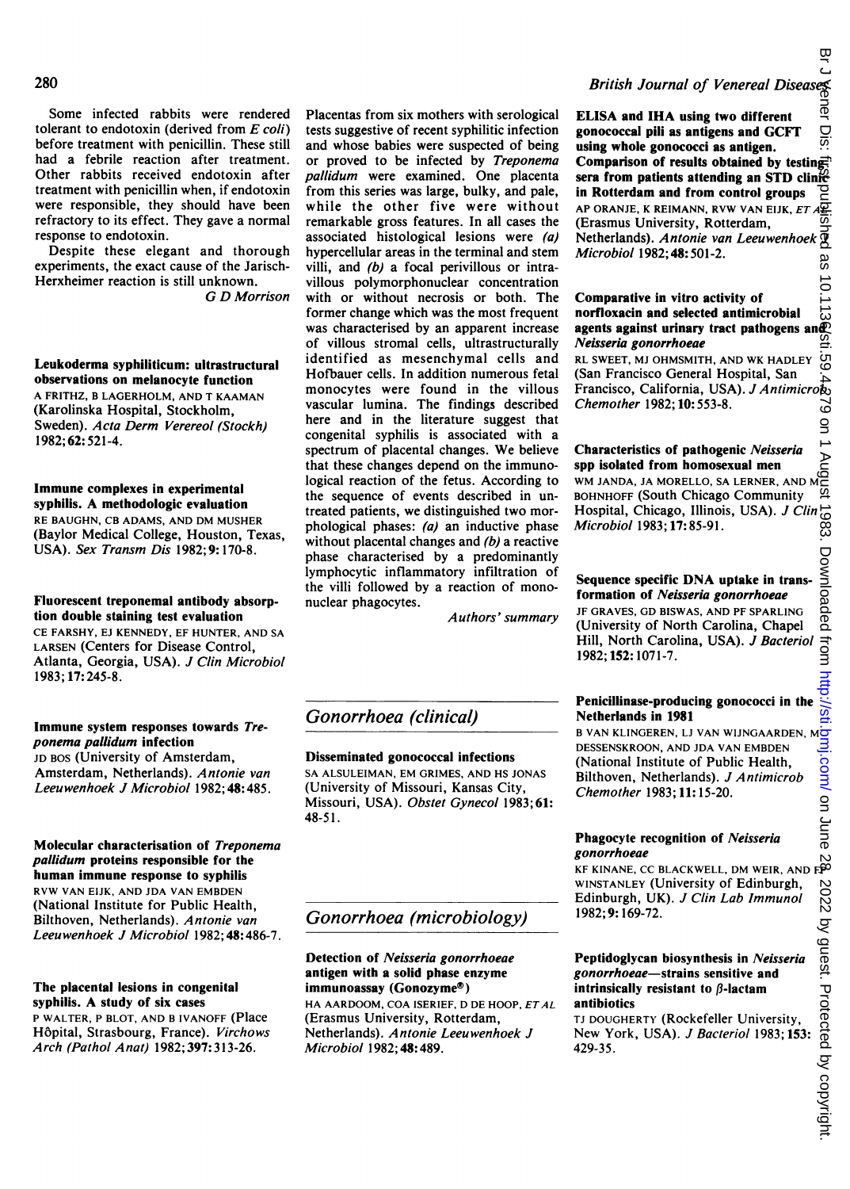Some infected rabbits were rendered tolerant to endotoxin (derived from *E coli*) before treatment with penicillin. These still had a febrile reaction after treatment. Other rabbits received endotoxin after treatment with penicillin when, if endotoxin were responsible, they should have been refractory to its effect. They gave a normal response to endotoxin.

Despite these elegant and thorough experiments, the exact cause of the Jarisch-Herxheimer reaction is still unknown.

G D Morrison

**Leukoderma syphiliticum: ultrastructural observations on melanocyte function**

A FRITHZ, B LAGERHOLM, AND T KAAMAN (Karolinska Hospital, Stockholm, Sweden). *Acta Derm Venereol (Stockh)* 1982;**62**:521-4.

**Immune complexes in experimental syphilis. A methodologic evaluation**

RE BAUGHN, CB ADAMS, AND DM MUSHER (Baylor Medical College, Houston, Texas, USA). *Sex Transm Dis* 1982;**9**:170-8.

**Fluorescent treponemal antibody absorption double staining test evaluation**

CE FARSHY, EJ KENNEDY, EF HUNTER, AND SA LARSEN (Centers for Disease Control, Atlanta, Georgia, USA). *J Clin Microbiol* 1983;**17**:245-8.

**Immune system responses towards *Treponema pallidum* infection**

JD BOS (University of Amsterdam, Amsterdam, Netherlands). *Antonie van Leeuwenhoek J Microbiol* 1982;**48**:485.

**Molecular characterisation of *Treponema pallidum* proteins responsible for the human immune response to syphilis**

RVW VAN EIJK, AND JDA VAN EMBDEN (National Institute for Public Health, Bilthoven, Netherlands). *Antonie van Leeuwenhoek J Microbiol* 1982;**48**:486-7.

**The placental lesions in congenital syphilis. A study of six cases**

P WALTER, P BLOT, AND B IVANOFF (Place Hôpital, Strasbourg, France). *Virchows Arch (Pathol Anat)* 1982;**397**:313-26.

Placentas from six mothers with serological tests suggestive of recent syphilitic infection and whose babies were suspected of being or proved to be infected by *Treponema pallidum* were examined. One placenta from this series was large, bulky, and pale, while the other five were without remarkable gross features. In all cases the associated histological lesions were *(a)* hypercellular areas in the terminal and stem villi, and *(b)* a focal perivillous or intravillous polymorphonuclear concentration with or without necrosis or both. The former change which was the most frequent was characterised by an apparent increase of villous stromal cells, ultrastructurally identified as mesenchymal cells and Hofbauer cells. In addition numerous fetal monocytes were found in the villous vascular lumina. The findings described here and in the literature suggest that congenital syphilis is associated with a spectrum of placental changes. We believe that these changes depend on the immunological reaction of the fetus. According to the sequence of events described in untreated patients, we distinguished two morphological phases: *(a)* an inductive phase without placental changes and *(b)* a reactive phase characterised by a predominantly lymphocytic inflammatory infiltration of the villi followed by a reaction of mononuclear phagocytes.

Authors' summary

## Gonorrhoea (clinical)

**Disseminated gonococcal infections**

SA ALSULEIMAN, EM GRIMES, AND HS JONAS (University of Missouri, Kansas City, Missouri, USA). *Obstet Gynecol* 1983;**61**:48-51.

## Gonorrhoea (microbiology)

**Detection of *Neisseria gonorrhoeae* antigen with a solid phase enzyme immunoassay (Gonozyme®)**

HA AARDOOM, COA ISERIEF, D DE HOOP, ET AL (Erasmus University, Rotterdam, Netherlands). *Antonie Leeuwenhoek J Microbiol* 1982;**48**:489.

**ELISA and IHA using two different gonococcal pili as antigens and GCFT using whole gonococci as antigen. Comparison of results obtained by testing sera from patients attending an STD clinic in Rotterdam and from control groups**

AP ORANJE, K REIMANN, RVW VAN EIJK, ET AL (Erasmus University, Rotterdam, Netherlands). *Antonie van Leeuwenhoek J Microbiol* 1982;**48**:501-2.

**Comparative in vitro activity of norfloxacin and selected antimicrobial agents against urinary tract pathogens and *Neisseria gonorrhoeae***

RL SWEET, MJ OHMSMITH, AND WK HADLEY (San Francisco General Hospital, San Francisco, California, USA). *J Antimicrob Chemother* 1982;**10**:553-8.

**Characteristics of pathogenic *Neisseria* spp isolated from homosexual men**

WM JANDA, JA MORELLO, SA LERNER, AND M BOHNHOFF (South Chicago Community Hospital, Chicago, Illinois, USA). *J Clin Microbiol* 1983;**17**:85-91.

**Sequence specific DNA uptake in transformation of *Neisseria gonorrhoeae***

JF GRAVES, GD BISWAS, AND PF SPARLING (University of North Carolina, Chapel Hill, North Carolina, USA). *J Bacteriol* 1982;**152**:1071-7.

**Penicillinase-producing gonococci in the Netherlands in 1981**

B VAN KLINGEREN, LJ VAN WIJNGAARDEN, M DESSENSKROON, AND JDA VAN EMBDEN (National Institute of Public Health, Bilthoven, Netherlands). *J Antimicrob Chemother* 1983;**11**:15-20.

**Phagocyte recognition of *Neisseria gonorrhoeae***

KF KINANE, CC BLACKWELL, DM WEIR, AND FP WINSTANLEY (University of Edinburgh, Edinburgh, UK). *J Clin Lab Immunol* 1982;**9**:169-72.

**Peptidoglycan biosynthesis in *Neisseria gonorrhoeae*—strains sensitive and intrinsically resistant to β-lactam antibiotics**

TJ DOUGHERTY (Rockefeller University, New York, USA). *J Bacteriol* 1983;**153**:429-35.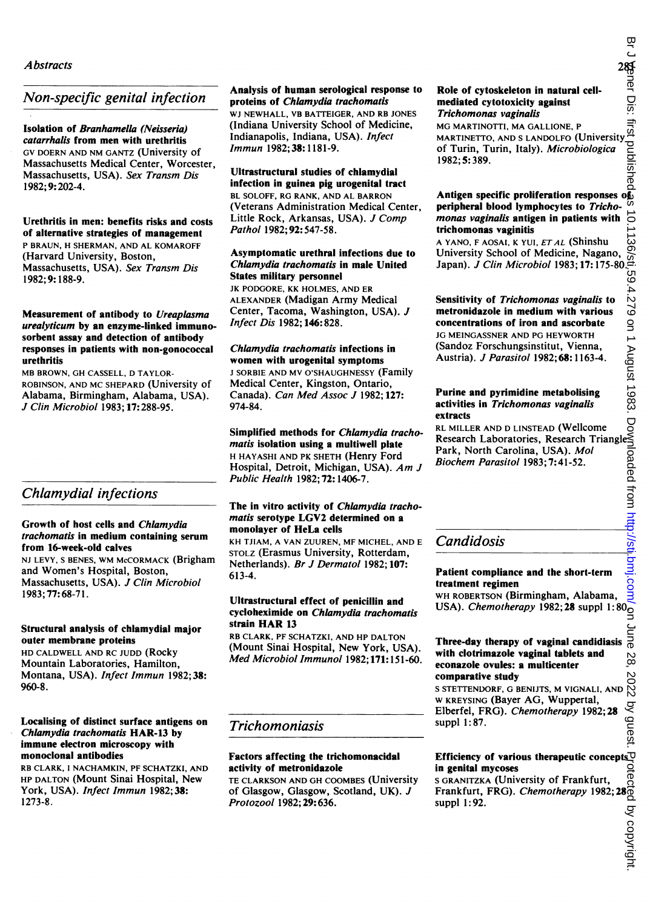## Non-specific genital infection

**Isolation of *Branhamella (Neisseria) catarrhalis* from men with urethritis**
GV DOERN AND NM GANTZ (University of Massachusetts Medical Center, Worcester, Massachusetts, USA). *Sex Transm Dis* 1982;**9**:202-4.

**Urethritis in men: benefits risks and costs of alternative strategies of management**
P BRAUN, H SHERMAN, AND AL KOMAROFF (Harvard University, Boston, Massachusetts, USA). *Sex Transm Dis* 1982;**9**:188-9.

**Measurement of antibody to *Ureaplasma urealyticum* by an enzyme-linked immunosorbent assay and detection of antibody responses in patients with non-gonococcal urethritis**
MB BROWN, GH CASSELL, D TAYLOR-ROBINSON, AND MC SHEPARD (University of Alabama, Birmingham, Alabama, USA). *J Clin Microbiol* 1983;**17**:288-95.

## Chlamydial infections

**Growth of host cells and *Chlamydia trachomatis* in medium containing serum from 16-week-old calves**
NJ LEVY, S BENES, WM McCORMACK (Brigham and Women's Hospital, Boston, Massachusetts, USA). *J Clin Microbiol* 1983;**77**:68-71.

**Structural analysis of chlamydial major outer membrane proteins**
HD CALDWELL AND RC JUDD (Rocky Mountain Laboratories, Hamilton, Montana, USA). *Infect Immun* 1982;**38**:960-8.

**Localising of distinct surface antigens on *Chlamydia trachomatis* HAR-13 by immune electron microscopy with monoclonal antibodies**
RB CLARK, I NACHAMKIN, PF SCHATZKI, AND HP DALTON (Mount Sinai Hospital, New York, USA). *Infect Immun* 1982;**38**:1273-8.

**Analysis of human serological response to proteins of *Chlamydia trachomatis***
WJ NEWHALL, VB BATTEIGER, AND RB JONES (Indiana University School of Medicine, Indianapolis, Indiana, USA). *Infect Immun* 1982;**38**:1181-9.

**Ultrastructural studies of chlamydial infection in guinea pig urogenital tract**
BL SOLOFF, RG RANK, AND AL BARRON (Veterans Administration Medical Center, Little Rock, Arkansas, USA). *J Comp Pathol* 1982;**92**:547-58.

**Asymptomatic urethral infections due to *Chlamydia trachomatis* in male United States military personnel**
JK PODGORE, KK HOLMES, AND ER ALEXANDER (Madigan Army Medical Center, Tacoma, Washington, USA). *J Infect Dis* 1982;**146**:828.

***Chlamydia trachomatis* infections in women with urogenital symptoms**
J SORBIE AND MV O'SHAUGHNESSY (Family Medical Center, Kingston, Ontario, Canada). *Can Med Assoc J* 1982;**127**:974-84.

**Simplified methods for *Chlamydia trachomatis* isolation using a multiwell plate**
H HAYASHI AND PK SHETH (Henry Ford Hospital, Detroit, Michigan, USA). *Am J Public Health* 1982;**72**:1406-7.

**The in vitro activity of *Chlamydia trachomatis* serotype LGV2 determined on a monolayer of HeLa cells**
KH TJIAM, A VAN ZUUREN, MF MICHEL, AND E STOLZ (Erasmus University, Rotterdam, Netherlands). *Br J Dermatol* 1982;**107**:613-4.

**Ultrastructural effect of penicillin and cycloheximide on *Chlamydia trachomatis* strain HAR 13**
RB CLARK, PF SCHATZKI, AND HP DALTON (Mount Sinai Hospital, New York, USA). *Med Microbiol Immunol* 1982;**171**:151-60.

## Trichomoniasis

**Factors affecting the trichomonacidal activity of metronidazole**
TE CLARKSON AND GH COOMBES (University of Glasgow, Glasgow, Scotland, UK). *J Protozool* 1982;**29**:636.

**Role of cytoskeleton in natural cell-mediated cytotoxicity against *Trichomonas vaginalis***
MG MARTINOTTI, MA GALLIONE, P MARTINETTO, AND S LANDOLFO (University of Turin, Turin, Italy). *Microbiologica* 1982;**5**:389.

**Antigen specific proliferation responses of peripheral blood lymphocytes to *Trichomonas vaginalis* antigen in patients with trichomonas vaginitis**
A YANO, F AOSAI, K YUI, *ET AL* (Shinshu University School of Medicine, Nagano, Japan). *J Clin Microbiol* 1983;**17**:175-80.

**Sensitivity of *Trichomonas vaginalis* to metronidazole in medium with various concentrations of iron and ascorbate**
JG MEINGASSNER AND PG HEYWORTH (Sandoz Forschungsinstitut, Vienna, Austria). *J Parasitol* 1982;**68**:1163-4.

**Purine and pyrimidine metabolising activities in *Trichomonas vaginalis* extracts**
RL MILLER AND D LINSTEAD (Wellcome Research Laboratories, Research Triangle Park, North Carolina, USA). *Mol Biochem Parasitol* 1983;**7**:41-52.

## Candidosis

**Patient compliance and the short-term treatment regimen**
WH ROBERTSON (Birmingham, Alabama, USA). *Chemotherapy* 1982;**28** suppl 1:80.

**Three-day therapy of vaginal candidiasis with clotrimazole vaginal tablets and econazole ovules: a multicenter comparative study**
S STETTENDORF, G BENIJTS, M VIGNALI, AND W KREYSING (Bayer AG, Wuppertal, Elberfel, FRG). *Chemotherapy* 1982;**28** suppl 1:87.

**Efficiency of various therapeutic concepts in genital mycoses**
S GRANITZKA (University of Frankfurt, Frankfurt, FRG). *Chemotherapy* 1982;**28** suppl 1:92.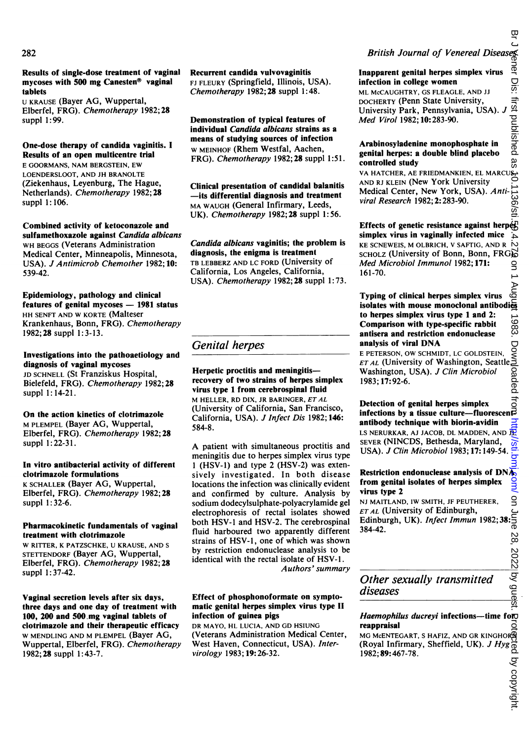**Results of single-dose treatment of vaginal mycoses with 500 mg Canesten® vaginal tablets**
U KRAUSE (Bayer AG, Wuppertal, Elberfel, FRG). *Chemotherapy* 1982;**28** suppl 1:99.

**One-dose therapy of candida vaginitis. I Results of an open multicentre trial**
E GOORMANS, NAM BERGSTEIN, EW LOENDERSLOOT, AND JH BRANOLTE (Ziekenhaus, Leyenburg, The Hague, Netherlands). *Chemotherapy* 1982;**28** suppl 1:106.

**Combined activity of ketoconazole and sulfamethoxazole against *Candida albicans***
WH BEGGS (Veterans Administration Medical Center, Minneapolis, Minnesota, USA). *J Antimicrob Chemother* 1982;**10**: 539-42.

**Epidemiology, pathology and clinical features of genital mycoses — 1981 status**
HH SENFT AND W KORTE (Malteser Krankenhaus, Bonn, FRG). *Chemotherapy* 1982;**28** suppl 1:3-13.

**Investigations into the pathoaetiology and diagnosis of vaginal mycoses**
JD SCHNELL (St Franziskus Hospital, Bielefeld, FRG). *Chemotherapy* 1982;**28** suppl 1:14-21.

**On the action kinetics of clotrimazole**
M PLEMPEL (Bayer AG, Wuppertal, Elberfel, FRG). *Chemotherapy* 1982;**28** suppl 1:22-31.

**In vitro antibacterial activity of different clotrimazole formulations**
K SCHALLER (Bayer AG, Wuppertal, Elberfel, FRG). *Chemotherapy* 1982;**28** suppl 1:32-6.

**Pharmacokinetic fundamentals of vaginal treatment with clotrimazole**
W RITTER, K PATZSCHKE, U KRAUSE, AND S STETTENDORF (Bayer AG, Wuppertal, Elberfel, FRG). *Chemotherapy* 1982;**28** suppl 1:37-42.

**Vaginal secretion levels after six days, three days and one day of treatment with 100, 200 and 500 mg vaginal tablets of clotrimazole and their therapeutic efficacy**
W MENDLING AND M PLEMPEL (Bayer AG, Wuppertal, Elberfel, FRG). *Chemotherapy* 1982;**28** suppl 1:43-7.

**Recurrent candida vulvovaginitis**
FJ FLEURY (Springfield, Illinois, USA). *Chemotherapy* 1982;**28** suppl 1:48.

**Demonstration of typical features of individual *Candida albicans* strains as a means of studying sources of infection**
W MEINHOF (Rhem Westfal, Aachen, FRG). *Chemotherapy* 1982;**28** suppl 1:51.

**Clinical presentation of candidal balanitis —its differential diagnosis and treatment**
MA WAUGH (General Infirmary, Leeds, UK). *Chemotherapy* 1982;**28** suppl 1:56.

***Candida albicans* vaginitis; the problem is diagnosis, the enigma is treatment**
TB LEBBERZ AND LC FORD (University of California, Los Angeles, California, USA). *Chemotherapy* 1982;**28** suppl 1:73.

## Genital herpes

**Herpetic proctitis and meningitis—recovery of two strains of herpes simplex virus type 1 from cerebrospinal fluid**
M HELLER, RD DIX, JR BARINGER, *ET AL* (University of California, San Francisco, California, USA). *J Infect Dis* 1982;**146**: 584-8.

A patient with simultaneous proctitis and meningitis due to herpes simplex virus type 1 (HSV-1) and type 2 (HSV-2) was extensively investigated. In both disease locations the infection was clinically evident and confirmed by culture. Analysis by sodium dodecylsulphate-polyacrylamide gel electrophoresis of rectal isolates showed both HSV-1 and HSV-2. The cerebrospinal fluid harboured two apparently different strains of HSV-1, one of which was shown by restriction endonuclease analysis to be identical with the rectal isolate of HSV-1.

*Authors' summary*

**Effect of phosphonoformate on symptomatic genital herpes simplex virus type II infection of guinea pigs**
DR MAYO, HL LUCIA, AND GD HSIUNG (Veterans Administration Medical Center, West Haven, Connecticut, USA). *Intervirology* 1983;**19**:26-32.

**Inapparent genital herpes simplex virus infection in college women**
ML McCAUGHTRY, GS FLEAGLE, AND JJ DOCHERTY (Penn State University, University Park, Pennsylvania, USA). *J Med Virol* 1982;**10**:283-90.

**Arabinosyladenine monophosphate in genital herpes: a double blind placebo controlled study**
VA HATCHER, AE FRIEDMANKIEN, EL MARCUS, AND RJ KLEIN (New York University Medical Center, New York, USA). *Antiviral Research* 1982;**2**:283-90.

**Effects of genetic resistance against herpes simplex virus in vaginally infected mice**
KE SCNEWEIS, M OLBRICH, V SAFTIG, AND R SCHOLZ (University of Bonn, Bonn, FRG). *Med Microbiol Immunol* 1982;**171**: 161-70.

**Typing of clinical herpes simplex virus isolates with mouse monoclonal antibodies to herpes simplex virus type 1 and 2: Comparison with type-specific rabbit antisera and restriction endonuclease analysis of viral DNA**
E PETERSON, OW SCHMIDT, LC GOLDSTEIN, *ET AL* (University of Washington, Seattle, Washington, USA). *J Clin Microbiol* 1983;**17**:92-6.

**Detection of genital herpes simplex infections by a tissue culture—fluorescent antibody technique with biorin-avidin**
LS NERURKAR, AJ JACOB, DL MADDEN, AND JL SEVER (NINCDS, Bethesda, Maryland, USA). *J Clin Microbiol* 1983;**17**:149-54.

**Restriction endonuclease analysis of DNA from genital isolates of herpes simplex virus type 2**
NJ MAITLAND, IW SMITH, JF PEUTHERER, *ET AL* (University of Edinburgh, Edinburgh, UK). *Infect Immun* 1982;**38**: 384-42.

## Other sexually transmitted diseases

***Haemophilus ducreyi* infections—time for reappraisal**
MG McENTEGART, S HAFIZ, AND GR KINGHORN (Royal Infirmary, Sheffield, UK). *J Hyg* 1982;**89**:467-78.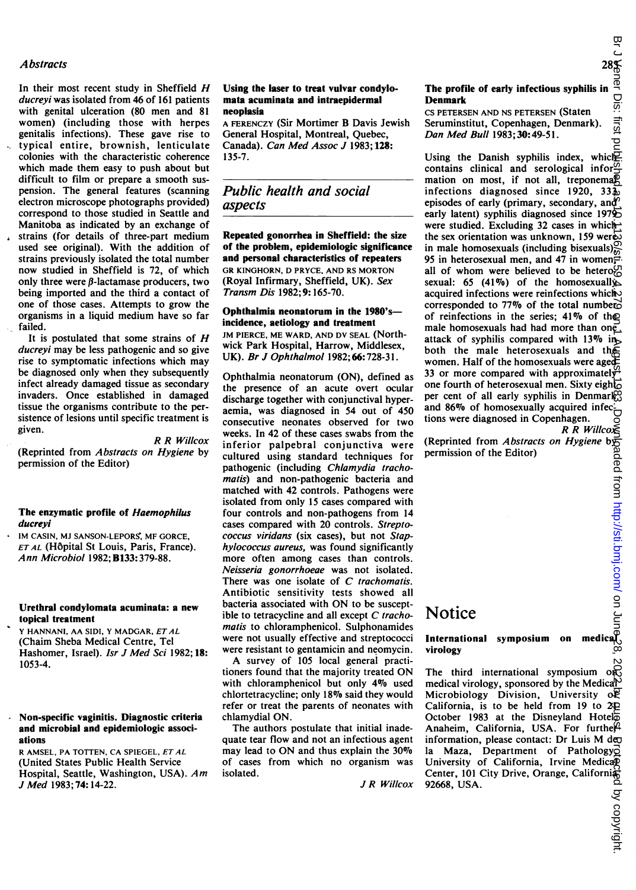In their most recent study in Sheffield *H ducreyi* was isolated from 46 of 161 patients with genital ulceration (80 men and 81 women) (including those with herpes genitalis infections). These gave rise to typical entire, brownish, lenticulate colonies with the characteristic coherence which made them easy to push about but difficult to film or prepare a smooth suspension. The general features (scanning electron microscope photographs provided) correspond to those studied in Seattle and Manitoba as indicated by an exchange of strains (for details of three-part medium used see original). With the addition of strains previously isolated the total number now studied in Sheffield is 72, of which only three were β-lactamase producers, two being imported and the third a contact of one of those cases. Attempts to grow the organisms in a liquid medium have so far failed.

It is postulated that some strains of *H ducreyi* may be less pathogenic and so give rise to symptomatic infections which may be diagnosed only when they subsequently infect already damaged tissue as secondary invaders. Once established in damaged tissue the organisms contribute to the persistence of lesions until specific treatment is given.

*R R Willcox*

(Reprinted from *Abstracts on Hygiene* by permission of the Editor)

**The enzymatic profile of *Haemophilus ducreyi***

IM CASIN, MJ SANSON-LEPORS, MF GORCE, *ET AL* (Hôpital St Louis, Paris, France). *Ann Microbiol* 1982; **B133:** 379-88.

**Urethral condylomata acuminata: a new topical treatment**

Y HANNANI, AA SIDI, Y MADGAR, *ET AL* (Chaim Sheba Medical Centre, Tel Hashomer, Israel). *Isr J Med Sci* 1982; **18:** 1053-4.

**Non-specific vaginitis. Diagnostic criteria and microbial and epidemiologic associations**

R AMSEL, PA TOTTEN, CA SPIEGEL, *ET AL* (United States Public Health Service Hospital, Seattle, Washington, USA). *Am J Med* 1983; **74:** 14-22.

**Using the laser to treat vulvar condylomata acuminata and intraepidermal neoplasia**

A FERENCZY (Sir Mortimer B Davis Jewish General Hospital, Montreal, Quebec, Canada). *Can Med Assoc J* 1983; **128:** 135-7.

## *Public health and social aspects*

**Repeated gonorrhea in Sheffield: the size of the problem, epidemiologic significance and personal characteristics of repeaters**

GR KINGHORN, D PRYCE, AND RS MORTON (Royal Infirmary, Sheffield, UK). *Sex Transm Dis* 1982; **9:** 165-70.

**Ophthalmia neonatorum in the 1980's—incidence, aetiology and treatment**

JM PIERCE, ME WARD, AND DV SEAL (Northwick Park Hospital, Harrow, Middlesex, UK). *Br J Ophthalmol* 1982; **66:** 728-31.

Ophthalmia neonatorum (ON), defined as the presence of an acute overt ocular discharge together with conjunctival hyperaemia, was diagnosed in 54 out of 450 consecutive neonates observed for two weeks. In 42 of these cases swabs from the inferior palpebral conjunctiva were cultured using standard techniques for pathogenic (including *Chlamydia trachomatis*) and non-pathogenic bacteria and matched with 42 controls. Pathogens were isolated from only 15 cases compared with four controls and non-pathogens from 14 cases compared with 20 controls. *Streptococcus viridans* (six cases), but not *Staphylococcus aureus*, was found significantly more often among cases than controls. *Neisseria gonorrhoeae* was not isolated. There was one isolate of *C trachomatis*. Antibiotic sensitivity tests showed all bacteria associated with ON to be susceptible to tetracycline and all except *C trachomatis* to chloramphenicol. Sulphonamides were not usually effective and streptococci were resistant to gentamicin and neomycin.

A survey of 105 local general practitioners found that the majority treated ON with chloramphenicol but only 4% used chlortetracycline; only 18% said they would refer or treat the parents of neonates with chlamydial ON.

The authors postulate that initial inadequate tear flow and not an infectious agent may lead to ON and thus explain the 30% of cases from which no organism was isolated.

*J R Willcox*

**The profile of early infectious syphilis in Denmark**

CS PETERSEN AND NS PETERSEN (Staten Seruminstitut, Copenhagen, Denmark). *Dan Med Bull* 1983; **30:** 49-51.

Using the Danish syphilis index, which contains clinical and serological information on most, if not all, treponemal infections diagnosed since 1920, 333 episodes of early (primary, secondary, and early latent) syphilis diagnosed since 1979 were studied. Excluding 32 cases in which the sex orientation was unknown, 159 were in male homosexuals (including bisexuals), 95 in heterosexual men, and 47 in women, all of whom were believed to be heterosexual: 65 (41%) of the homosexually acquired infections were reinfections which corresponded to 77% of the total number of reinfections in the series; 41% of the male homosexuals had had more than one attack of syphilis compared with 13% in both the male heterosexuals and the women. Half of the homosexuals were aged 33 or more compared with approximately one fourth of heterosexual men. Sixty eight per cent of all early syphilis in Denmark and 86% of homosexually acquired infections were diagnosed in Copenhagen.

*R R Willcox*

(Reprinted from *Abstracts on Hygiene* by permission of the Editor)

# Notice

**International symposium on medical virology**

The third international symposium on medical virology, sponsored by the Medical Microbiology Division, University of California, is to be held from 19 to 21 October 1983 at the Disneyland Hotel, Anaheim, California, USA. For further information, please contact: Dr Luis M de la Maza, Department of Pathology, University of California, Irvine Medical Center, 101 City Drive, Orange, California 92668, USA.